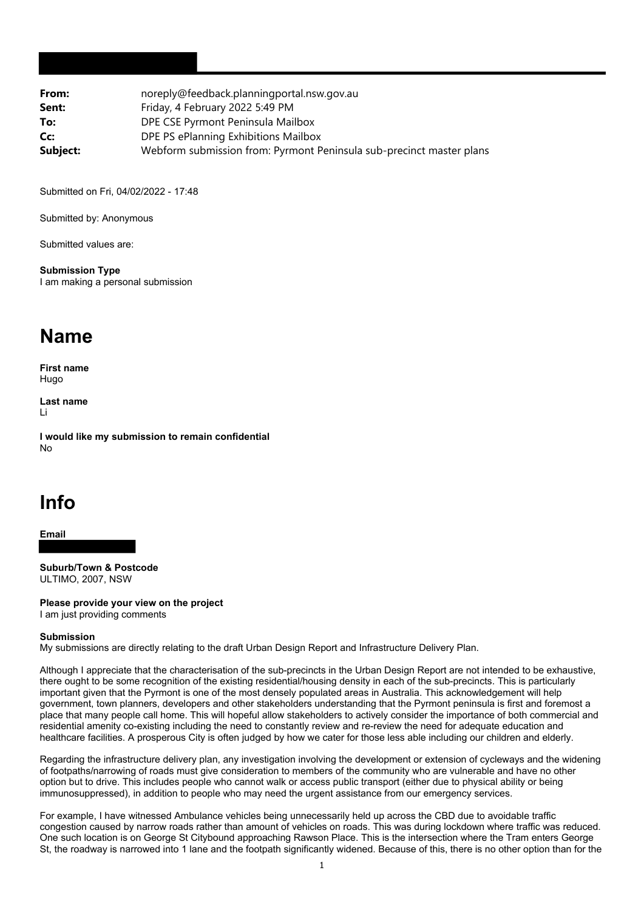| | |
|---|---|
| **From:** | noreply@feedback.planningportal.nsw.gov.au |
| **Sent:** | Friday, 4 February 2022 5:49 PM |
| **To:** | DPE CSE Pyrmont Peninsula Mailbox |
| **Cc:** | DPE PS ePlanning Exhibitions Mailbox |
| **Subject:** | Webform submission from: Pyrmont Peninsula sub-precinct master plans |

Submitted on Fri, 04/02/2022 - 17:48

Submitted by: Anonymous

Submitted values are:

**Submission Type**
I am making a personal submission

# Name

**First name**
Hugo

**Last name**
Li

**I would like my submission to remain confidential**
No

# Info

**Email**

**Suburb/Town & Postcode**
ULTIMO, 2007, NSW

**Please provide your view on the project**
I am just providing comments

**Submission**
My submissions are directly relating to the draft Urban Design Report and Infrastructure Delivery Plan.

Although I appreciate that the characterisation of the sub-precincts in the Urban Design Report are not intended to be exhaustive, there ought to be some recognition of the existing residential/housing density in each of the sub-precincts. This is particularly important given that the Pyrmont is one of the most densely populated areas in Australia. This acknowledgement will help government, town planners, developers and other stakeholders understanding that the Pyrmont peninsula is first and foremost a place that many people call home. This will hopeful allow stakeholders to actively consider the importance of both commercial and residential amenity co-existing including the need to constantly review and re-review the need for adequate education and healthcare facilities. A prosperous City is often judged by how we cater for those less able including our children and elderly.

Regarding the infrastructure delivery plan, any investigation involving the development or extension of cycleways and the widening of footpaths/narrowing of roads must give consideration to members of the community who are vulnerable and have no other option but to drive. This includes people who cannot walk or access public transport (either due to physical ability or being immunosuppressed), in addition to people who may need the urgent assistance from our emergency services.

For example, I have witnessed Ambulance vehicles being unnecessarily held up across the CBD due to avoidable traffic congestion caused by narrow roads rather than amount of vehicles on roads. This was during lockdown where traffic was reduced. One such location is on George St Citybound approaching Rawson Place. This is the intersection where the Tram enters George St, the roadway is narrowed into 1 lane and the footpath significantly widened. Because of this, there is no other option than for the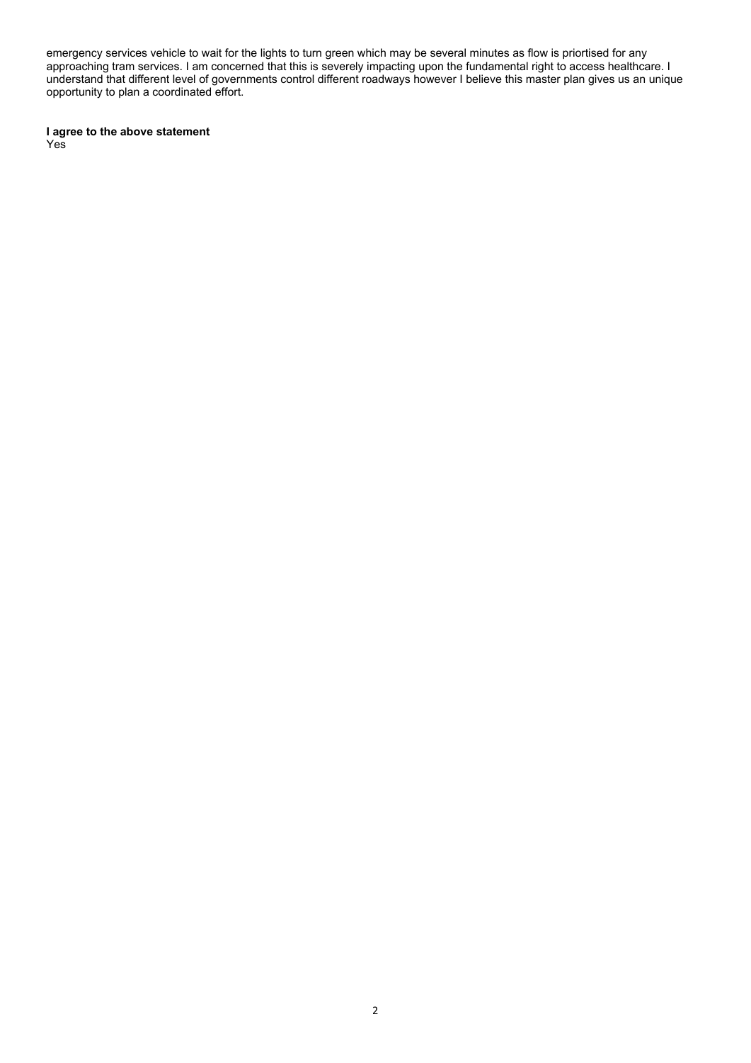emergency services vehicle to wait for the lights to turn green which may be several minutes as flow is priortised for any approaching tram services. I am concerned that this is severely impacting upon the fundamental right to access healthcare. I understand that different level of governments control different roadways however I believe this master plan gives us an unique opportunity to plan a coordinated effort.

**I agree to the above statement**
Yes